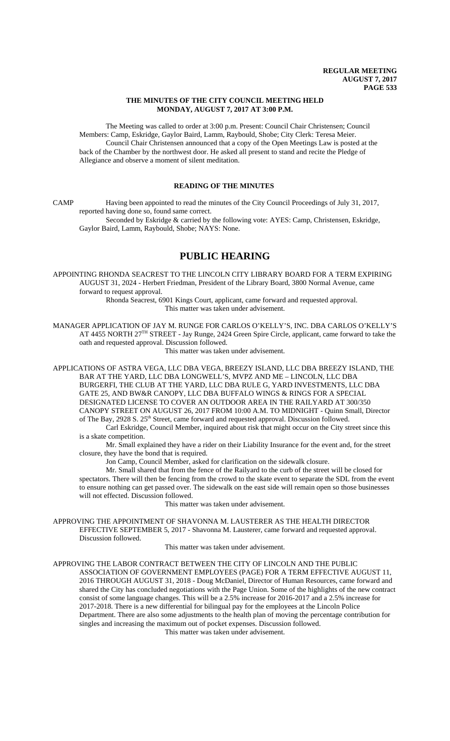**THE MINUTES OF THE CITY COUNCIL MEETING HELD MONDAY, AUGUST 7, 2017 AT 3:00 P.M.**

The Meeting was called to order at 3:00 p.m. Present: Council Chair Christensen; Council Members: Camp, Eskridge, Gaylor Baird, Lamm, Raybould, Shobe; City Clerk: Teresa Meier.

Council Chair Christensen announced that a copy of the Open Meetings Law is posted at the back of the Chamber by the northwest door. He asked all present to stand and recite the Pledge of Allegiance and observe a moment of silent meditation.

## READING OF THE MINUTES

CAMP Having been appointed to read the minutes of the City Council Proceedings of July 31, 2017, reported having done so, found same correct.

Seconded by Eskridge & carried by the following vote: AYES: Camp, Christensen, Eskridge, Gaylor Baird, Lamm, Raybould, Shobe; NAYS: None.

# PUBLIC HEARING

APPOINTING RHONDA SEACREST TO THE LINCOLN CITY LIBRARY BOARD FOR A TERM EXPIRING AUGUST 31, 2024 - Herbert Friedman, President of the Library Board, 3800 Normal Avenue, came forward to request approval.

Rhonda Seacrest, 6901 Kings Court, applicant, came forward and requested approval.

This matter was taken under advisement.

MANAGER APPLICATION OF JAY M. RUNGE FOR CARLOS O'KELLY'S, INC. DBA CARLOS O'KELLY'S AT 4455 NORTH 27TH STREET - Jay Runge, 2424 Green Spire Circle, applicant, came forward to take the oath and requested approval. Discussion followed.

This matter was taken under advisement.

APPLICATIONS OF ASTRA VEGA, LLC DBA VEGA, BREEZY ISLAND, LLC DBA BREEZY ISLAND, THE BAR AT THE YARD, LLC DBA LONGWELL'S, MVPZ AND ME – LINCOLN, LLC DBA BURGERFI, THE CLUB AT THE YARD, LLC DBA RULE G, YARD INVESTMENTS, LLC DBA GATE 25, AND BW&R CANOPY, LLC DBA BUFFALO WINGS & RINGS FOR A SPECIAL DESIGNATED LICENSE TO COVER AN OUTDOOR AREA IN THE RAILYARD AT 300/350 CANOPY STREET ON AUGUST 26, 2017 FROM 10:00 A.M. TO MIDNIGHT - Quinn Small, Director of The Bay, 2928 S. 25th Street, came forward and requested approval. Discussion followed.

Carl Eskridge, Council Member, inquired about risk that might occur on the City street since this is a skate competition.

Mr. Small explained they have a rider on their Liability Insurance for the event and, for the street closure, they have the bond that is required.

Jon Camp, Council Member, asked for clarification on the sidewalk closure.

Mr. Small shared that from the fence of the Railyard to the curb of the street will be closed for spectators. There will then be fencing from the crowd to the skate event to separate the SDL from the event to ensure nothing can get passed over. The sidewalk on the east side will remain open so those businesses will not effected. Discussion followed.

This matter was taken under advisement.

APPROVING THE APPOINTMENT OF SHAVONNA M. LAUSTERER AS THE HEALTH DIRECTOR EFFECTIVE SEPTEMBER 5, 2017 - Shavonna M. Lausterer, came forward and requested approval. Discussion followed.

This matter was taken under advisement.

APPROVING THE LABOR CONTRACT BETWEEN THE CITY OF LINCOLN AND THE PUBLIC ASSOCIATION OF GOVERNMENT EMPLOYEES (PAGE) FOR A TERM EFFECTIVE AUGUST 11, 2016 THROUGH AUGUST 31, 2018 - Doug McDaniel, Director of Human Resources, came forward and shared the City has concluded negotiations with the Page Union. Some of the highlights of the new contract consist of some language changes. This will be a 2.5% increase for 2016-2017 and a 2.5% increase for 2017-2018. There is a new differential for bilingual pay for the employees at the Lincoln Police Department. There are also some adjustments to the health plan of moving the percentage contribution for singles and increasing the maximum out of pocket expenses. Discussion followed.

This matter was taken under advisement.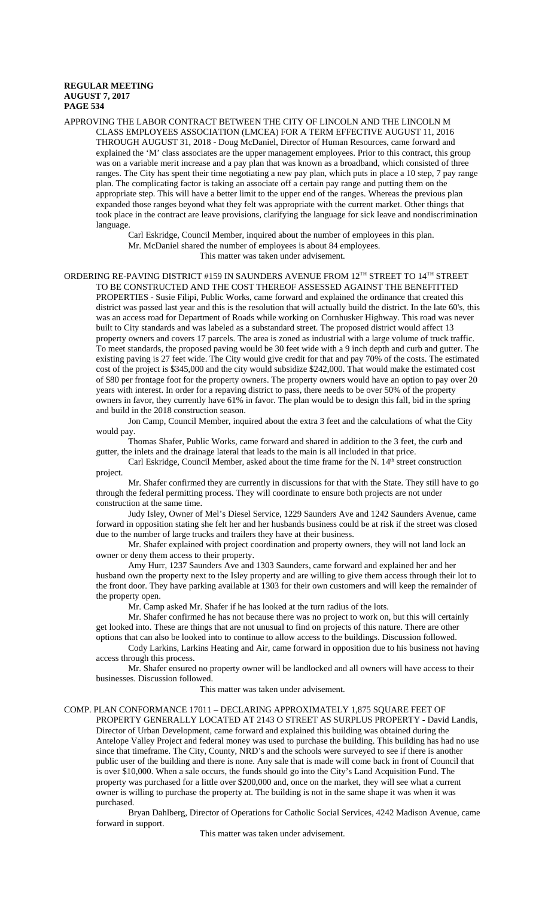APPROVING THE LABOR CONTRACT BETWEEN THE CITY OF LINCOLN AND THE LINCOLN M CLASS EMPLOYEES ASSOCIATION (LMCEA) FOR A TERM EFFECTIVE AUGUST 11, 2016 THROUGH AUGUST 31, 2018 - Doug McDaniel, Director of Human Resources, came forward and explained the 'M' class associates are the upper management employees. Prior to this contract, this group was on a variable merit increase and a pay plan that was known as a broadband, which consisted of three ranges. The City has spent their time negotiating a new pay plan, which puts in place a 10 step, 7 pay range plan. The complicating factor is taking an associate off a certain pay range and putting them on the appropriate step. This will have a better limit to the upper end of the ranges. Whereas the previous plan expanded those ranges beyond what they felt was appropriate with the current market. Other things that took place in the contract are leave provisions, clarifying the language for sick leave and nondiscrimination language.

Carl Eskridge, Council Member, inquired about the number of employees in this plan.

Mr. McDaniel shared the number of employees is about 84 employees.

This matter was taken under advisement.

ORDERING RE-PAVING DISTRICT #159 IN SAUNDERS AVENUE FROM 12TH STREET TO 14TH STREET TO BE CONSTRUCTED AND THE COST THEREOF ASSESSED AGAINST THE BENEFITTED PROPERTIES - Susie Filipi, Public Works, came forward and explained the ordinance that created this district was passed last year and this is the resolution that will actually build the district. In the late 60's, this was an access road for Department of Roads while working on Cornhusker Highway. This road was never built to City standards and was labeled as a substandard street. The proposed district would affect 13 property owners and covers 17 parcels. The area is zoned as industrial with a large volume of truck traffic. To meet standards, the proposed paving would be 30 feet wide with a 9 inch depth and curb and gutter. The existing paving is 27 feet wide. The City would give credit for that and pay 70% of the costs. The estimated cost of the project is $345,000 and the city would subsidize $242,000. That would make the estimated cost of $80 per frontage foot for the property owners. The property owners would have an option to pay over 20 years with interest. In order for a repaving district to pass, there needs to be over 50% of the property owners in favor, they currently have 61% in favor. The plan would be to design this fall, bid in the spring and build in the 2018 construction season.

Jon Camp, Council Member, inquired about the extra 3 feet and the calculations of what the City would pay.

Thomas Shafer, Public Works, came forward and shared in addition to the 3 feet, the curb and gutter, the inlets and the drainage lateral that leads to the main is all included in that price.

Carl Eskridge, Council Member, asked about the time frame for the N. 14th street construction project.

Mr. Shafer confirmed they are currently in discussions for that with the State. They still have to go through the federal permitting process. They will coordinate to ensure both projects are not under construction at the same time.

Judy Isley, Owner of Mel's Diesel Service, 1229 Saunders Ave and 1242 Saunders Avenue, came forward in opposition stating she felt her and her husbands business could be at risk if the street was closed due to the number of large trucks and trailers they have at their business.

Mr. Shafer explained with project coordination and property owners, they will not land lock an owner or deny them access to their property.

Amy Hurr, 1237 Saunders Ave and 1303 Saunders, came forward and explained her and her husband own the property next to the Isley property and are willing to give them access through their lot to the front door. They have parking available at 1303 for their own customers and will keep the remainder of the property open.

Mr. Camp asked Mr. Shafer if he has looked at the turn radius of the lots.

Mr. Shafer confirmed he has not because there was no project to work on, but this will certainly get looked into. These are things that are not unusual to find on projects of this nature. There are other options that can also be looked into to continue to allow access to the buildings. Discussion followed.

Cody Larkins, Larkins Heating and Air, came forward in opposition due to his business not having access through this process.

Mr. Shafer ensured no property owner will be landlocked and all owners will have access to their businesses. Discussion followed.

This matter was taken under advisement.

COMP. PLAN CONFORMANCE 17011 – DECLARING APPROXIMATELY 1,875 SQUARE FEET OF PROPERTY GENERALLY LOCATED AT 2143 O STREET AS SURPLUS PROPERTY - David Landis, Director of Urban Development, came forward and explained this building was obtained during the Antelope Valley Project and federal money was used to purchase the building. This building has had no use since that timeframe. The City, County, NRD's and the schools were surveyed to see if there is another public user of the building and there is none. Any sale that is made will come back in front of Council that is over $10,000. When a sale occurs, the funds should go into the City's Land Acquisition Fund. The property was purchased for a little over $200,000 and, once on the market, they will see what a current owner is willing to purchase the property at. The building is not in the same shape it was when it was purchased.

Bryan Dahlberg, Director of Operations for Catholic Social Services, 4242 Madison Avenue, came forward in support.

This matter was taken under advisement.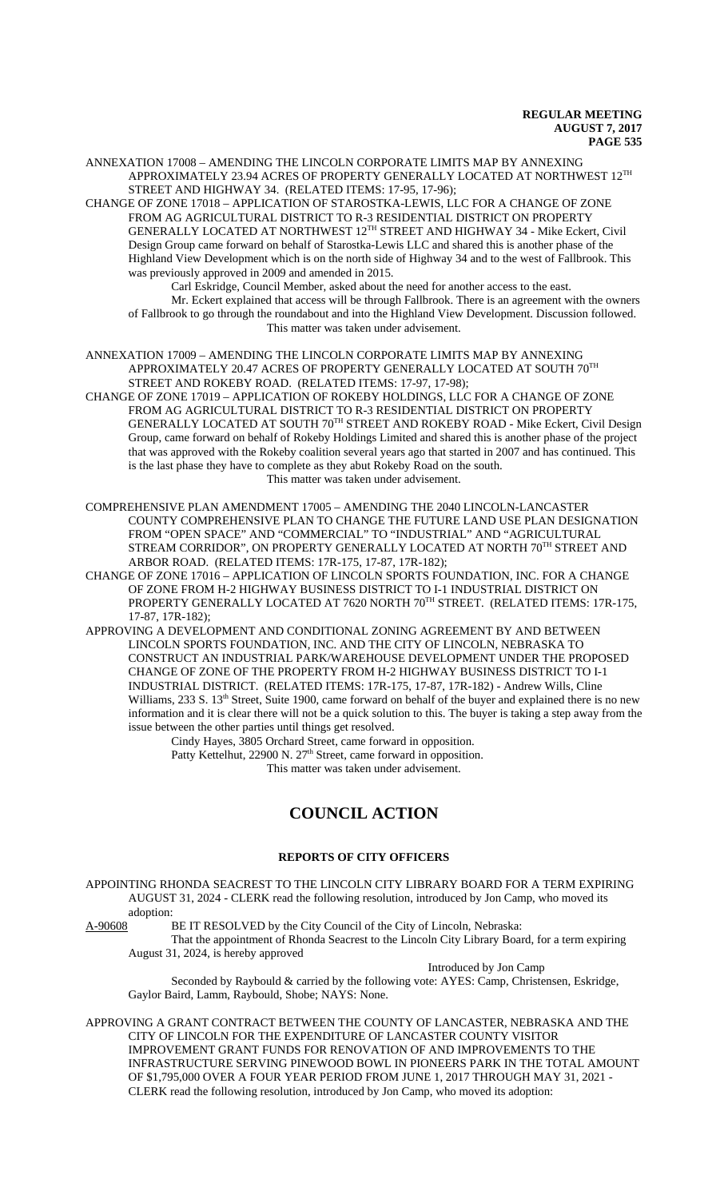ANNEXATION 17008 – AMENDING THE LINCOLN CORPORATE LIMITS MAP BY ANNEXING APPROXIMATELY 23.94 ACRES OF PROPERTY GENERALLY LOCATED AT NORTHWEST 12TH STREET AND HIGHWAY 34. (RELATED ITEMS: 17-95, 17-96);

CHANGE OF ZONE 17018 – APPLICATION OF STAROSTKA-LEWIS, LLC FOR A CHANGE OF ZONE FROM AG AGRICULTURAL DISTRICT TO R-3 RESIDENTIAL DISTRICT ON PROPERTY GENERALLY LOCATED AT NORTHWEST 12TH STREET AND HIGHWAY 34 - Mike Eckert, Civil Design Group came forward on behalf of Starostka-Lewis LLC and shared this is another phase of the Highland View Development which is on the north side of Highway 34 and to the west of Fallbrook. This was previously approved in 2009 and amended in 2015.

Carl Eskridge, Council Member, asked about the need for another access to the east.

Mr. Eckert explained that access will be through Fallbrook. There is an agreement with the owners of Fallbrook to go through the roundabout and into the Highland View Development. Discussion followed.

This matter was taken under advisement.

ANNEXATION 17009 – AMENDING THE LINCOLN CORPORATE LIMITS MAP BY ANNEXING APPROXIMATELY 20.47 ACRES OF PROPERTY GENERALLY LOCATED AT SOUTH 70TH STREET AND ROKEBY ROAD. (RELATED ITEMS: 17-97, 17-98);

CHANGE OF ZONE 17019 – APPLICATION OF ROKEBY HOLDINGS, LLC FOR A CHANGE OF ZONE FROM AG AGRICULTURAL DISTRICT TO R-3 RESIDENTIAL DISTRICT ON PROPERTY GENERALLY LOCATED AT SOUTH 70TH STREET AND ROKEBY ROAD - Mike Eckert, Civil Design Group, came forward on behalf of Rokeby Holdings Limited and shared this is another phase of the project that was approved with the Rokeby coalition several years ago that started in 2007 and has continued. This is the last phase they have to complete as they abut Rokeby Road on the south.

This matter was taken under advisement.

COMPREHENSIVE PLAN AMENDMENT 17005 – AMENDING THE 2040 LINCOLN-LANCASTER COUNTY COMPREHENSIVE PLAN TO CHANGE THE FUTURE LAND USE PLAN DESIGNATION FROM "OPEN SPACE" AND "COMMERCIAL" TO "INDUSTRIAL" AND "AGRICULTURAL STREAM CORRIDOR", ON PROPERTY GENERALLY LOCATED AT NORTH 70TH STREET AND ARBOR ROAD. (RELATED ITEMS: 17R-175, 17-87, 17R-182);

CHANGE OF ZONE 17016 – APPLICATION OF LINCOLN SPORTS FOUNDATION, INC. FOR A CHANGE OF ZONE FROM H-2 HIGHWAY BUSINESS DISTRICT TO I-1 INDUSTRIAL DISTRICT ON PROPERTY GENERALLY LOCATED AT 7620 NORTH 70TH STREET. (RELATED ITEMS: 17R-175, 17-87, 17R-182);

APPROVING A DEVELOPMENT AND CONDITIONAL ZONING AGREEMENT BY AND BETWEEN LINCOLN SPORTS FOUNDATION, INC. AND THE CITY OF LINCOLN, NEBRASKA TO CONSTRUCT AN INDUSTRIAL PARK/WAREHOUSE DEVELOPMENT UNDER THE PROPOSED CHANGE OF ZONE OF THE PROPERTY FROM H-2 HIGHWAY BUSINESS DISTRICT TO I-1 INDUSTRIAL DISTRICT. (RELATED ITEMS: 17R-175, 17-87, 17R-182) - Andrew Wills, Cline Williams, 233 S. 13th Street, Suite 1900, came forward on behalf of the buyer and explained there is no new information and it is clear there will not be a quick solution to this. The buyer is taking a step away from the issue between the other parties until things get resolved.

Cindy Hayes, 3805 Orchard Street, came forward in opposition.

Patty Kettelhut, 22900 N. 27th Street, came forward in opposition.

This matter was taken under advisement.

# COUNCIL ACTION

## REPORTS OF CITY OFFICERS

APPOINTING RHONDA SEACREST TO THE LINCOLN CITY LIBRARY BOARD FOR A TERM EXPIRING AUGUST 31, 2024 - CLERK read the following resolution, introduced by Jon Camp, who moved its adoption:

A-90608 BE IT RESOLVED by the City Council of the City of Lincoln, Nebraska:

That the appointment of Rhonda Seacrest to the Lincoln City Library Board, for a term expiring August 31, 2024, is hereby approved

Introduced by Jon Camp

Seconded by Raybould & carried by the following vote: AYES: Camp, Christensen, Eskridge, Gaylor Baird, Lamm, Raybould, Shobe; NAYS: None.

APPROVING A GRANT CONTRACT BETWEEN THE COUNTY OF LANCASTER, NEBRASKA AND THE CITY OF LINCOLN FOR THE EXPENDITURE OF LANCASTER COUNTY VISITOR IMPROVEMENT GRANT FUNDS FOR RENOVATION OF AND IMPROVEMENTS TO THE INFRASTRUCTURE SERVING PINEWOOD BOWL IN PIONEERS PARK IN THE TOTAL AMOUNT OF $1,795,000 OVER A FOUR YEAR PERIOD FROM JUNE 1, 2017 THROUGH MAY 31, 2021 - CLERK read the following resolution, introduced by Jon Camp, who moved its adoption: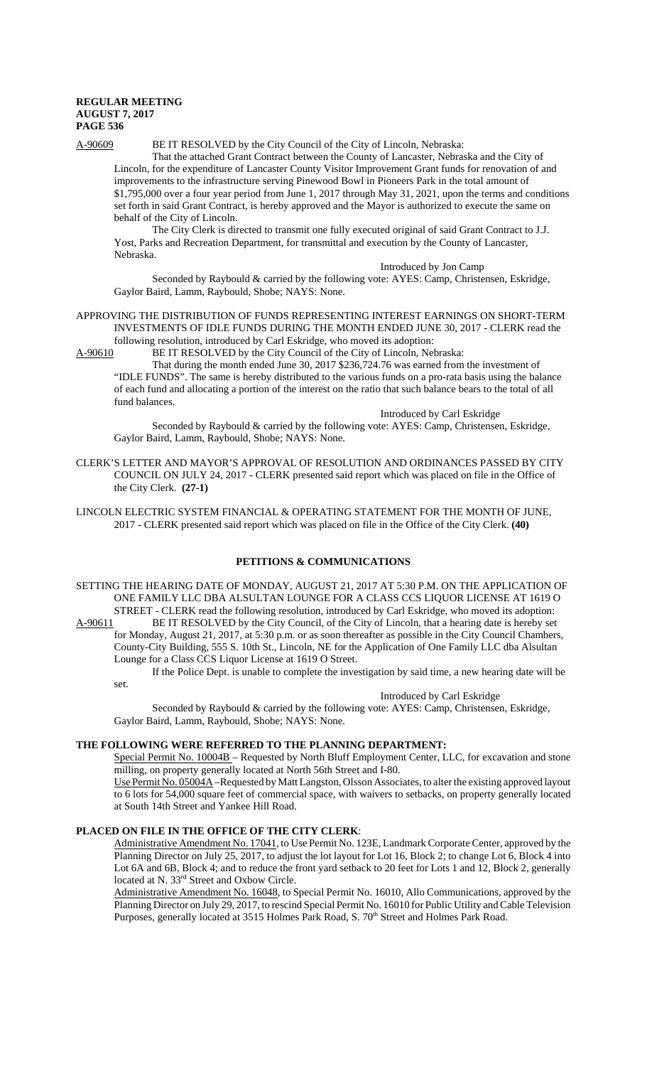A-90609 BE IT RESOLVED by the City Council of the City of Lincoln, Nebraska:

That the attached Grant Contract between the County of Lancaster, Nebraska and the City of Lincoln, for the expenditure of Lancaster County Visitor Improvement Grant funds for renovation of and improvements to the infrastructure serving Pinewood Bowl in Pioneers Park in the total amount of $1,795,000 over a four year period from June 1, 2017 through May 31, 2021, upon the terms and conditions set forth in said Grant Contract, is hereby approved and the Mayor is authorized to execute the same on behalf of the City of Lincoln.

The City Clerk is directed to transmit one fully executed original of said Grant Contract to J.J. Yost, Parks and Recreation Department, for transmittal and execution by the County of Lancaster, Nebraska.

Introduced by Jon Camp

Seconded by Raybould & carried by the following vote: AYES: Camp, Christensen, Eskridge, Gaylor Baird, Lamm, Raybould, Shobe; NAYS: None.

APPROVING THE DISTRIBUTION OF FUNDS REPRESENTING INTEREST EARNINGS ON SHORT-TERM INVESTMENTS OF IDLE FUNDS DURING THE MONTH ENDED JUNE 30, 2017 - CLERK read the following resolution, introduced by Carl Eskridge, who moved its adoption:

A-90610 BE IT RESOLVED by the City Council of the City of Lincoln, Nebraska:

That during the month ended June 30, 2017 $236,724.76 was earned from the investment of "IDLE FUNDS". The same is hereby distributed to the various funds on a pro-rata basis using the balance of each fund and allocating a portion of the interest on the ratio that such balance bears to the total of all fund balances.

Introduced by Carl Eskridge

Seconded by Raybould & carried by the following vote: AYES: Camp, Christensen, Eskridge, Gaylor Baird, Lamm, Raybould, Shobe; NAYS: None.

CLERK'S LETTER AND MAYOR'S APPROVAL OF RESOLUTION AND ORDINANCES PASSED BY CITY COUNCIL ON JULY 24, 2017 - CLERK presented said report which was placed on file in the Office of the City Clerk. **(27-1)**

LINCOLN ELECTRIC SYSTEM FINANCIAL & OPERATING STATEMENT FOR THE MONTH OF JUNE, 2017 - CLERK presented said report which was placed on file in the Office of the City Clerk. **(40)**

## PETITIONS & COMMUNICATIONS

SETTING THE HEARING DATE OF MONDAY, AUGUST 21, 2017 AT 5:30 P.M. ON THE APPLICATION OF ONE FAMILY LLC DBA ALSULTAN LOUNGE FOR A CLASS CCS LIQUOR LICENSE AT 1619 O STREET - CLERK read the following resolution, introduced by Carl Eskridge, who moved its adoption:

A-90611 BE IT RESOLVED by the City Council, of the City of Lincoln, that a hearing date is hereby set for Monday, August 21, 2017, at 5:30 p.m. or as soon thereafter as possible in the City Council Chambers, County-City Building, 555 S. 10th St., Lincoln, NE for the Application of One Family LLC dba Alsultan Lounge for a Class CCS Liquor License at 1619 O Street.

If the Police Dept. is unable to complete the investigation by said time, a new hearing date will be set.

Introduced by Carl Eskridge

Seconded by Raybould & carried by the following vote: AYES: Camp, Christensen, Eskridge, Gaylor Baird, Lamm, Raybould, Shobe; NAYS: None.

**THE FOLLOWING WERE REFERRED TO THE PLANNING DEPARTMENT:**

Special Permit No. 10004B – Requested by North Bluff Employment Center, LLC, for excavation and stone milling, on property generally located at North 56th Street and I-80.

Use Permit No. 05004A – Requested by Matt Langston, Olsson Associates, to alter the existing approved layout to 6 lots for 54,000 square feet of commercial space, with waivers to setbacks, on property generally located at South 14th Street and Yankee Hill Road.

**PLACED ON FILE IN THE OFFICE OF THE CITY CLERK**:

Administrative Amendment No. 17041, to Use Permit No. 123E, Landmark Corporate Center, approved by the Planning Director on July 25, 2017, to adjust the lot layout for Lot 16, Block 2; to change Lot 6, Block 4 into Lot 6A and 6B, Block 4; and to reduce the front yard setback to 20 feet for Lots 1 and 12, Block 2, generally located at N. 33rd Street and Oxbow Circle.

Administrative Amendment No. 16048, to Special Permit No. 16010, Allo Communications, approved by the Planning Director on July 29, 2017, to rescind Special Permit No. 16010 for Public Utility and Cable Television Purposes, generally located at 3515 Holmes Park Road, S. 70th Street and Holmes Park Road.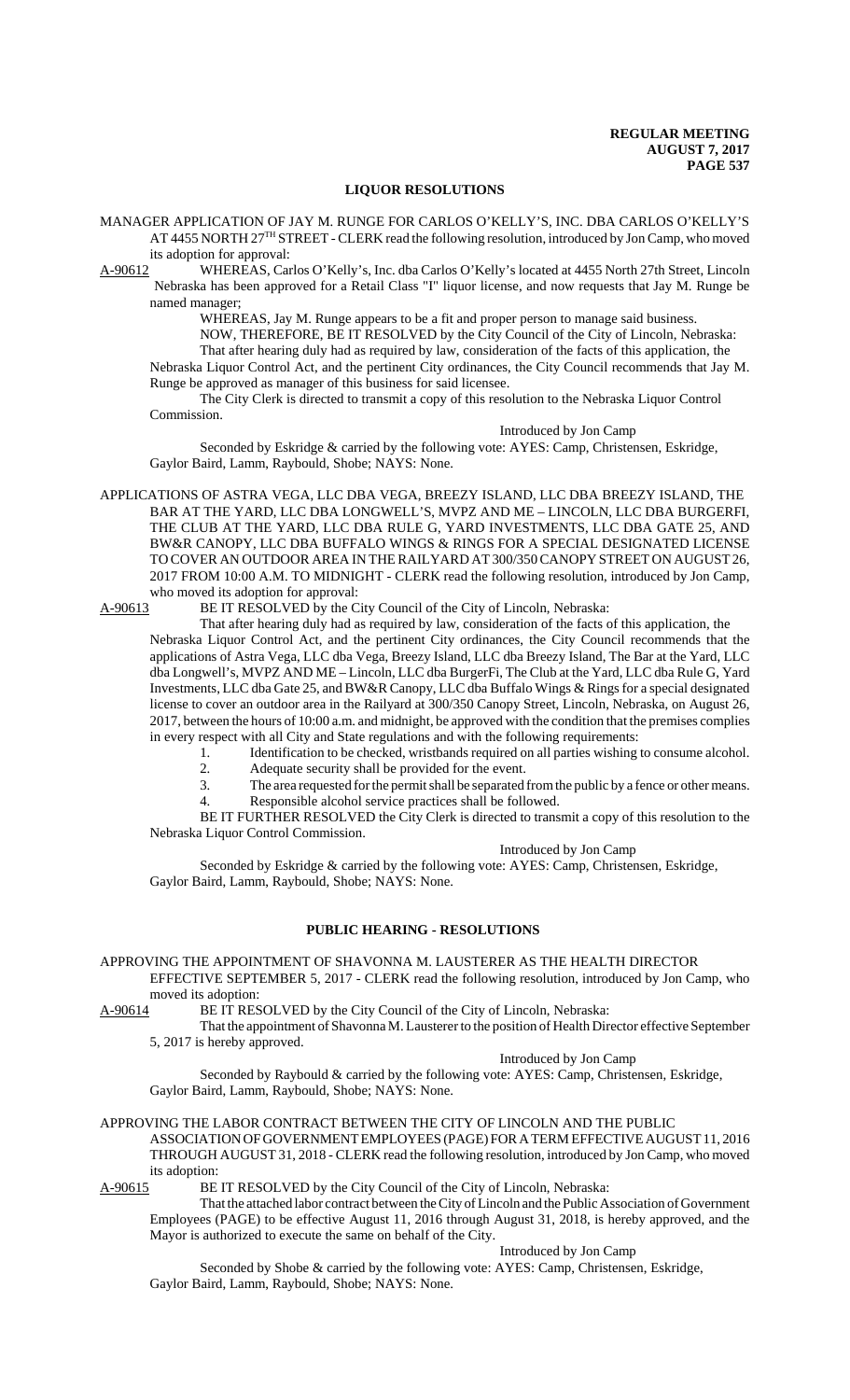## LIQUOR RESOLUTIONS

MANAGER APPLICATION OF JAY M. RUNGE FOR CARLOS O'KELLY'S, INC. DBA CARLOS O'KELLY'S AT 4455 NORTH 27TH STREET - CLERK read the following resolution, introduced by Jon Camp, who moved its adoption for approval:

A-90612 WHEREAS, Carlos O'Kelly's, Inc. dba Carlos O'Kelly's located at 4455 North 27th Street, Lincoln Nebraska has been approved for a Retail Class "I" liquor license, and now requests that Jay M. Runge be named manager;

WHEREAS, Jay M. Runge appears to be a fit and proper person to manage said business.

NOW, THEREFORE, BE IT RESOLVED by the City Council of the City of Lincoln, Nebraska: That after hearing duly had as required by law, consideration of the facts of this application, the Nebraska Liquor Control Act, and the pertinent City ordinances, the City Council recommends that Jay M. Runge be approved as manager of this business for said licensee.

The City Clerk is directed to transmit a copy of this resolution to the Nebraska Liquor Control Commission.

Introduced by Jon Camp

Seconded by Eskridge & carried by the following vote: AYES: Camp, Christensen, Eskridge, Gaylor Baird, Lamm, Raybould, Shobe; NAYS: None.

APPLICATIONS OF ASTRA VEGA, LLC DBA VEGA, BREEZY ISLAND, LLC DBA BREEZY ISLAND, THE BAR AT THE YARD, LLC DBA LONGWELL'S, MVPZ AND ME – LINCOLN, LLC DBA BURGERFI, THE CLUB AT THE YARD, LLC DBA RULE G, YARD INVESTMENTS, LLC DBA GATE 25, AND BW&R CANOPY, LLC DBA BUFFALO WINGS & RINGS FOR A SPECIAL DESIGNATED LICENSE TO COVER AN OUTDOOR AREA IN THE RAILYARD AT 300/350 CANOPY STREET ON AUGUST 26, 2017 FROM 10:00 A.M. TO MIDNIGHT - CLERK read the following resolution, introduced by Jon Camp, who moved its adoption for approval:

A-90613 BE IT RESOLVED by the City Council of the City of Lincoln, Nebraska:

That after hearing duly had as required by law, consideration of the facts of this application, the Nebraska Liquor Control Act, and the pertinent City ordinances, the City Council recommends that the applications of Astra Vega, LLC dba Vega, Breezy Island, LLC dba Breezy Island, The Bar at the Yard, LLC dba Longwell's, MVPZ AND ME – Lincoln, LLC dba BurgerFi, The Club at the Yard, LLC dba Rule G, Yard Investments, LLC dba Gate 25, and BW&R Canopy, LLC dba Buffalo Wings & Rings for a special designated license to cover an outdoor area in the Railyard at 300/350 Canopy Street, Lincoln, Nebraska, on August 26, 2017, between the hours of 10:00 a.m. and midnight, be approved with the condition that the premises complies in every respect with all City and State regulations and with the following requirements:

1. Identification to be checked, wristbands required on all parties wishing to consume alcohol.
2. Adequate security shall be provided for the event.
3. The area requested for the permit shall be separated from the public by a fence or other means.
4. Responsible alcohol service practices shall be followed.

BE IT FURTHER RESOLVED the City Clerk is directed to transmit a copy of this resolution to the Nebraska Liquor Control Commission.

Introduced by Jon Camp

Seconded by Eskridge & carried by the following vote: AYES: Camp, Christensen, Eskridge, Gaylor Baird, Lamm, Raybould, Shobe; NAYS: None.

## PUBLIC HEARING - RESOLUTIONS

APPROVING THE APPOINTMENT OF SHAVONNA M. LAUSTERER AS THE HEALTH DIRECTOR EFFECTIVE SEPTEMBER 5, 2017 - CLERK read the following resolution, introduced by Jon Camp, who moved its adoption:

A-90614 BE IT RESOLVED by the City Council of the City of Lincoln, Nebraska:

That the appointment of Shavonna M. Lausterer to the position of Health Director effective September 5, 2017 is hereby approved.

Introduced by Jon Camp

Seconded by Raybould & carried by the following vote: AYES: Camp, Christensen, Eskridge, Gaylor Baird, Lamm, Raybould, Shobe; NAYS: None.

APPROVING THE LABOR CONTRACT BETWEEN THE CITY OF LINCOLN AND THE PUBLIC ASSOCIATION OF GOVERNMENT EMPLOYEES (PAGE) FOR A TERM EFFECTIVE AUGUST 11, 2016 THROUGH AUGUST 31, 2018 - CLERK read the following resolution, introduced by Jon Camp, who moved its adoption:

A-90615 BE IT RESOLVED by the City Council of the City of Lincoln, Nebraska:

That the attached labor contract between the City of Lincoln and the Public Association of Government Employees (PAGE) to be effective August 11, 2016 through August 31, 2018, is hereby approved, and the Mayor is authorized to execute the same on behalf of the City.

Introduced by Jon Camp

Seconded by Shobe & carried by the following vote: AYES: Camp, Christensen, Eskridge, Gaylor Baird, Lamm, Raybould, Shobe; NAYS: None.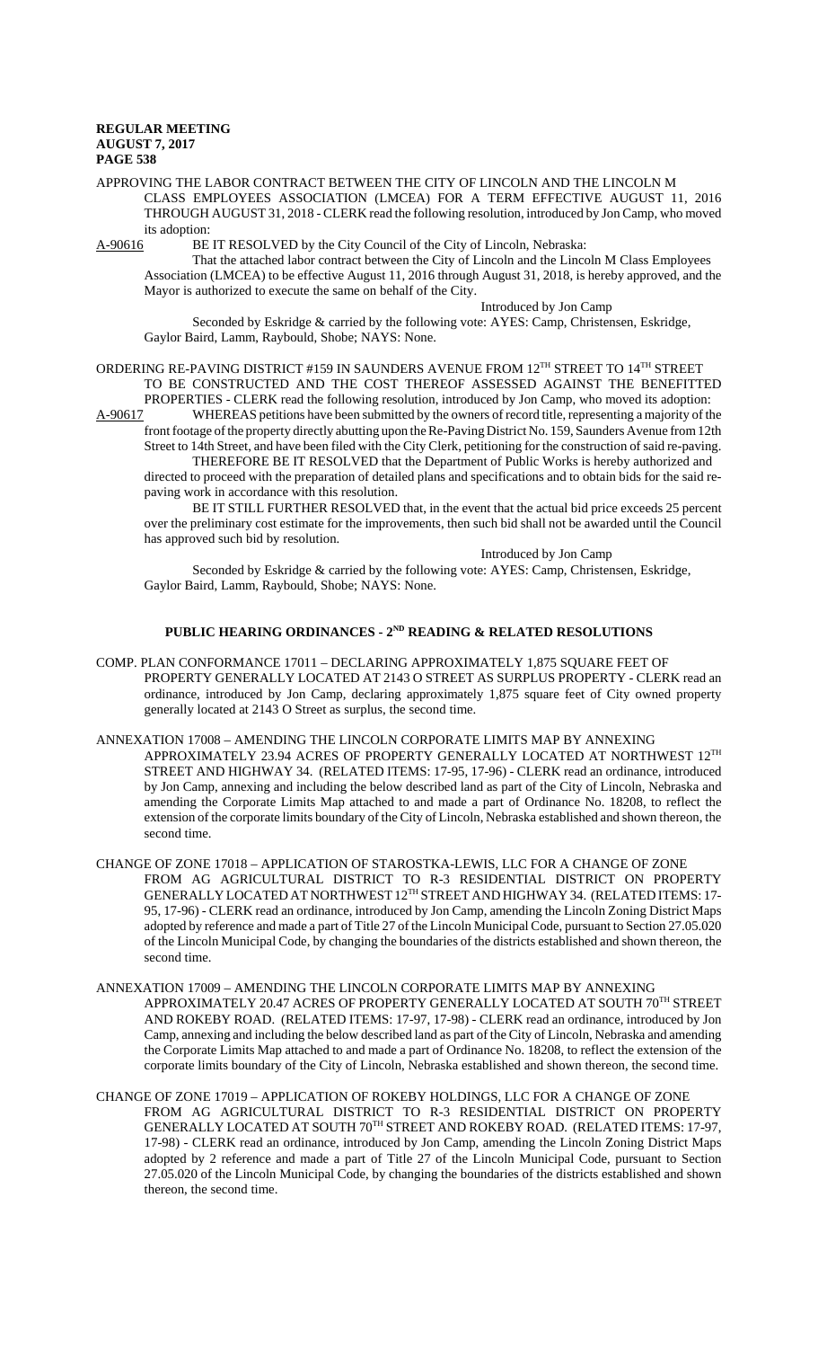APPROVING THE LABOR CONTRACT BETWEEN THE CITY OF LINCOLN AND THE LINCOLN M CLASS EMPLOYEES ASSOCIATION (LMCEA) FOR A TERM EFFECTIVE AUGUST 11, 2016 THROUGH AUGUST 31, 2018 - CLERK read the following resolution, introduced by Jon Camp, who moved its adoption:

A-90616 BE IT RESOLVED by the City Council of the City of Lincoln, Nebraska:

That the attached labor contract between the City of Lincoln and the Lincoln M Class Employees Association (LMCEA) to be effective August 11, 2016 through August 31, 2018, is hereby approved, and the Mayor is authorized to execute the same on behalf of the City.

Introduced by Jon Camp

Seconded by Eskridge & carried by the following vote: AYES: Camp, Christensen, Eskridge, Gaylor Baird, Lamm, Raybould, Shobe; NAYS: None.

ORDERING RE-PAVING DISTRICT #159 IN SAUNDERS AVENUE FROM 12TH STREET TO 14TH STREET TO BE CONSTRUCTED AND THE COST THEREOF ASSESSED AGAINST THE BENEFITTED PROPERTIES - CLERK read the following resolution, introduced by Jon Camp, who moved its adoption:

A-90617 WHEREAS petitions have been submitted by the owners of record title, representing a majority of the front footage of the property directly abutting upon the Re-Paving District No. 159, Saunders Avenue from 12th Street to 14th Street, and have been filed with the City Clerk, petitioning for the construction of said re-paving.

THEREFORE BE IT RESOLVED that the Department of Public Works is hereby authorized and directed to proceed with the preparation of detailed plans and specifications and to obtain bids for the said re-paving work in accordance with this resolution.

BE IT STILL FURTHER RESOLVED that, in the event that the actual bid price exceeds 25 percent over the preliminary cost estimate for the improvements, then such bid shall not be awarded until the Council has approved such bid by resolution.

Introduced by Jon Camp

Seconded by Eskridge & carried by the following vote: AYES: Camp, Christensen, Eskridge, Gaylor Baird, Lamm, Raybould, Shobe; NAYS: None.

## PUBLIC HEARING ORDINANCES - 2ND READING & RELATED RESOLUTIONS

COMP. PLAN CONFORMANCE 17011 – DECLARING APPROXIMATELY 1,875 SQUARE FEET OF PROPERTY GENERALLY LOCATED AT 2143 O STREET AS SURPLUS PROPERTY - CLERK read an ordinance, introduced by Jon Camp, declaring approximately 1,875 square feet of City owned property generally located at 2143 O Street as surplus, the second time.

ANNEXATION 17008 – AMENDING THE LINCOLN CORPORATE LIMITS MAP BY ANNEXING APPROXIMATELY 23.94 ACRES OF PROPERTY GENERALLY LOCATED AT NORTHWEST 12TH STREET AND HIGHWAY 34. (RELATED ITEMS: 17-95, 17-96) - CLERK read an ordinance, introduced by Jon Camp, annexing and including the below described land as part of the City of Lincoln, Nebraska and amending the Corporate Limits Map attached to and made a part of Ordinance No. 18208, to reflect the extension of the corporate limits boundary of the City of Lincoln, Nebraska established and shown thereon, the second time.

CHANGE OF ZONE 17018 – APPLICATION OF STAROSTKA-LEWIS, LLC FOR A CHANGE OF ZONE FROM AG AGRICULTURAL DISTRICT TO R-3 RESIDENTIAL DISTRICT ON PROPERTY GENERALLY LOCATED AT NORTHWEST 12TH STREET AND HIGHWAY 34. (RELATED ITEMS: 17-95, 17-96) - CLERK read an ordinance, introduced by Jon Camp, amending the Lincoln Zoning District Maps adopted by reference and made a part of Title 27 of the Lincoln Municipal Code, pursuant to Section 27.05.020 of the Lincoln Municipal Code, by changing the boundaries of the districts established and shown thereon, the second time.

ANNEXATION 17009 – AMENDING THE LINCOLN CORPORATE LIMITS MAP BY ANNEXING APPROXIMATELY 20.47 ACRES OF PROPERTY GENERALLY LOCATED AT SOUTH 70TH STREET AND ROKEBY ROAD. (RELATED ITEMS: 17-97, 17-98) - CLERK read an ordinance, introduced by Jon Camp, annexing and including the below described land as part of the City of Lincoln, Nebraska and amending the Corporate Limits Map attached to and made a part of Ordinance No. 18208, to reflect the extension of the corporate limits boundary of the City of Lincoln, Nebraska established and shown thereon, the second time.

CHANGE OF ZONE 17019 – APPLICATION OF ROKEBY HOLDINGS, LLC FOR A CHANGE OF ZONE FROM AG AGRICULTURAL DISTRICT TO R-3 RESIDENTIAL DISTRICT ON PROPERTY GENERALLY LOCATED AT SOUTH 70TH STREET AND ROKEBY ROAD. (RELATED ITEMS: 17-97, 17-98) - CLERK read an ordinance, introduced by Jon Camp, amending the Lincoln Zoning District Maps adopted by 2 reference and made a part of Title 27 of the Lincoln Municipal Code, pursuant to Section 27.05.020 of the Lincoln Municipal Code, by changing the boundaries of the districts established and shown thereon, the second time.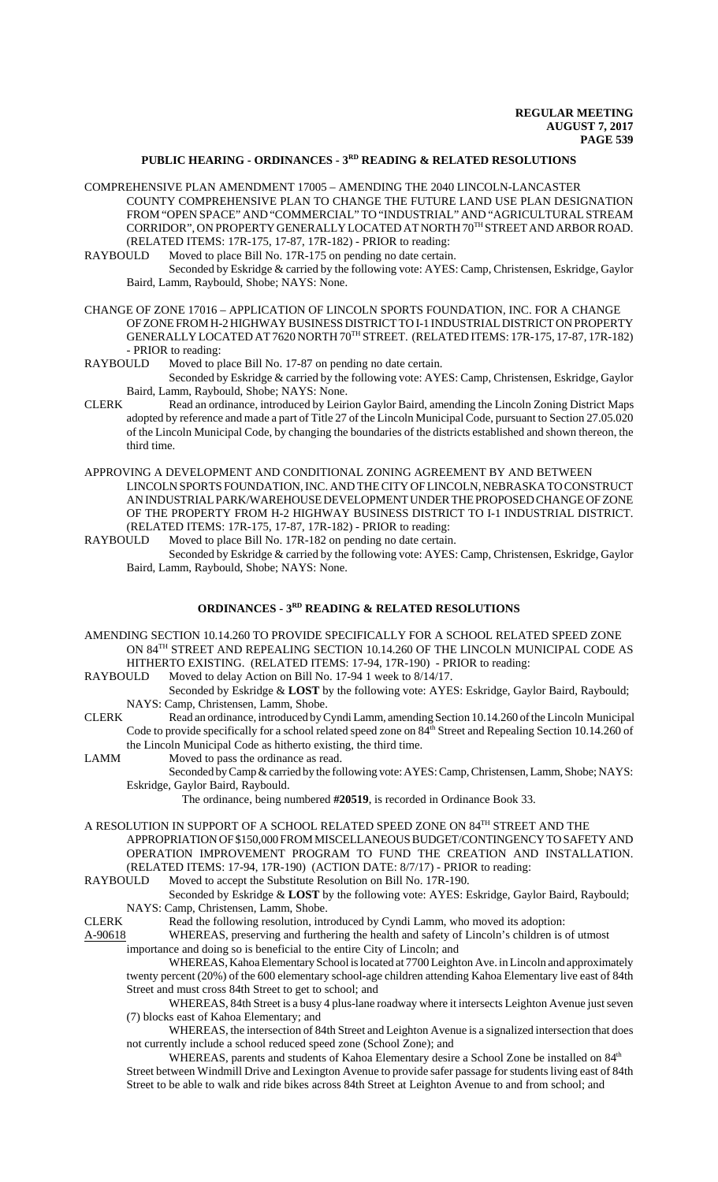## PUBLIC HEARING - ORDINANCES - 3RD READING & RELATED RESOLUTIONS

COMPREHENSIVE PLAN AMENDMENT 17005 – AMENDING THE 2040 LINCOLN-LANCASTER COUNTY COMPREHENSIVE PLAN TO CHANGE THE FUTURE LAND USE PLAN DESIGNATION FROM "OPEN SPACE" AND "COMMERCIAL" TO "INDUSTRIAL" AND "AGRICULTURAL STREAM CORRIDOR", ON PROPERTY GENERALLY LOCATED AT NORTH 70TH STREET AND ARBOR ROAD. (RELATED ITEMS: 17R-175, 17-87, 17R-182) - PRIOR to reading:

RAYBOULD Moved to place Bill No. 17R-175 on pending no date certain.
Seconded by Eskridge & carried by the following vote: AYES: Camp, Christensen, Eskridge, Gaylor Baird, Lamm, Raybould, Shobe; NAYS: None.

CHANGE OF ZONE 17016 – APPLICATION OF LINCOLN SPORTS FOUNDATION, INC. FOR A CHANGE OF ZONE FROM H-2 HIGHWAY BUSINESS DISTRICT TO I-1 INDUSTRIAL DISTRICT ON PROPERTY GENERALLY LOCATED AT 7620 NORTH 70TH STREET. (RELATED ITEMS: 17R-175, 17-87, 17R-182) - PRIOR to reading:

RAYBOULD Moved to place Bill No. 17-87 on pending no date certain.
Seconded by Eskridge & carried by the following vote: AYES: Camp, Christensen, Eskridge, Gaylor Baird, Lamm, Raybould, Shobe; NAYS: None.

CLERK Read an ordinance, introduced by Leirion Gaylor Baird, amending the Lincoln Zoning District Maps adopted by reference and made a part of Title 27 of the Lincoln Municipal Code, pursuant to Section 27.05.020 of the Lincoln Municipal Code, by changing the boundaries of the districts established and shown thereon, the third time.

APPROVING A DEVELOPMENT AND CONDITIONAL ZONING AGREEMENT BY AND BETWEEN LINCOLN SPORTS FOUNDATION, INC. AND THE CITY OF LINCOLN, NEBRASKA TO CONSTRUCT AN INDUSTRIAL PARK/WAREHOUSE DEVELOPMENT UNDER THE PROPOSED CHANGE OF ZONE OF THE PROPERTY FROM H-2 HIGHWAY BUSINESS DISTRICT TO I-1 INDUSTRIAL DISTRICT. (RELATED ITEMS: 17R-175, 17-87, 17R-182) - PRIOR to reading:

RAYBOULD Moved to place Bill No. 17R-182 on pending no date certain.
Seconded by Eskridge & carried by the following vote: AYES: Camp, Christensen, Eskridge, Gaylor Baird, Lamm, Raybould, Shobe; NAYS: None.

## ORDINANCES - 3RD READING & RELATED RESOLUTIONS

AMENDING SECTION 10.14.260 TO PROVIDE SPECIFICALLY FOR A SCHOOL RELATED SPEED ZONE ON 84TH STREET AND REPEALING SECTION 10.14.260 OF THE LINCOLN MUNICIPAL CODE AS HITHERTO EXISTING. (RELATED ITEMS: 17-94, 17R-190) - PRIOR to reading:

RAYBOULD Moved to delay Action on Bill No. 17-94 1 week to 8/14/17.
Seconded by Eskridge & **LOST** by the following vote: AYES: Eskridge, Gaylor Baird, Raybould; NAYS: Camp, Christensen, Lamm, Shobe.

CLERK Read an ordinance, introduced by Cyndi Lamm, amending Section 10.14.260 of the Lincoln Municipal Code to provide specifically for a school related speed zone on 84th Street and Repealing Section 10.14.260 of the Lincoln Municipal Code as hitherto existing, the third time.

LAMM Moved to pass the ordinance as read.
Seconded by Camp & carried by the following vote: AYES: Camp, Christensen, Lamm, Shobe; NAYS: Eskridge, Gaylor Baird, Raybould.
The ordinance, being numbered **#20519**, is recorded in Ordinance Book 33.

A RESOLUTION IN SUPPORT OF A SCHOOL RELATED SPEED ZONE ON 84TH STREET AND THE APPROPRIATION OF $150,000 FROM MISCELLANEOUS BUDGET/CONTINGENCY TO SAFETY AND OPERATION IMPROVEMENT PROGRAM TO FUND THE CREATION AND INSTALLATION. (RELATED ITEMS: 17-94, 17R-190) (ACTION DATE: 8/7/17) - PRIOR to reading:

RAYBOULD Moved to accept the Substitute Resolution on Bill No. 17R-190.
Seconded by Eskridge & **LOST** by the following vote: AYES: Eskridge, Gaylor Baird, Raybould; NAYS: Camp, Christensen, Lamm, Shobe.

CLERK Read the following resolution, introduced by Cyndi Lamm, who moved its adoption:

A-90618 WHEREAS, preserving and furthering the health and safety of Lincoln's children is of utmost importance and doing so is beneficial to the entire City of Lincoln; and

WHEREAS, Kahoa Elementary School is located at 7700 Leighton Ave. in Lincoln and approximately twenty percent (20%) of the 600 elementary school-age children attending Kahoa Elementary live east of 84th Street and must cross 84th Street to get to school; and

WHEREAS, 84th Street is a busy 4 plus-lane roadway where it intersects Leighton Avenue just seven (7) blocks east of Kahoa Elementary; and

WHEREAS, the intersection of 84th Street and Leighton Avenue is a signalized intersection that does not currently include a school reduced speed zone (School Zone); and

WHEREAS, parents and students of Kahoa Elementary desire a School Zone be installed on 84th Street between Windmill Drive and Lexington Avenue to provide safer passage for students living east of 84th Street to be able to walk and ride bikes across 84th Street at Leighton Avenue to and from school; and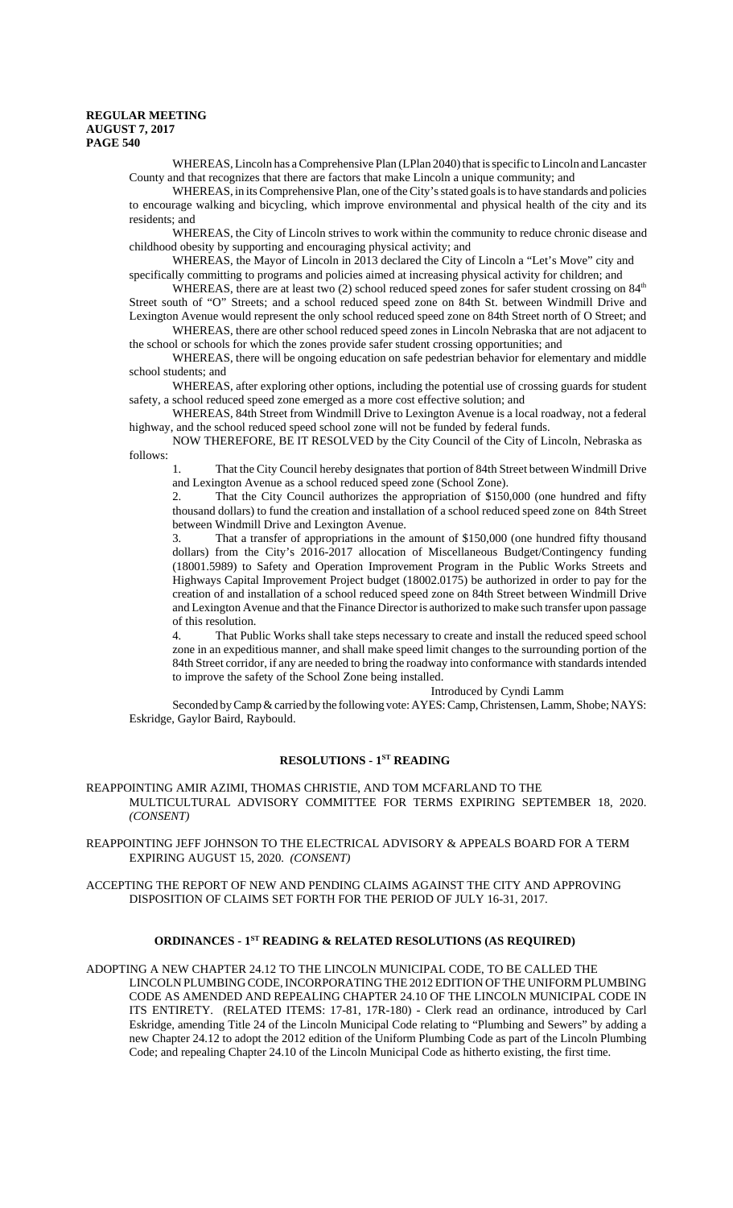WHEREAS, Lincoln has a Comprehensive Plan (LPlan 2040) that is specific to Lincoln and Lancaster County and that recognizes that there are factors that make Lincoln a unique community; and

WHEREAS, in its Comprehensive Plan, one of the City's stated goals is to have standards and policies to encourage walking and bicycling, which improve environmental and physical health of the city and its residents; and

WHEREAS, the City of Lincoln strives to work within the community to reduce chronic disease and childhood obesity by supporting and encouraging physical activity; and

WHEREAS, the Mayor of Lincoln in 2013 declared the City of Lincoln a "Let's Move" city and specifically committing to programs and policies aimed at increasing physical activity for children; and

WHEREAS, there are at least two (2) school reduced speed zones for safer student crossing on 84th Street south of "O" Streets; and a school reduced speed zone on 84th St. between Windmill Drive and Lexington Avenue would represent the only school reduced speed zone on 84th Street north of O Street; and

WHEREAS, there are other school reduced speed zones in Lincoln Nebraska that are not adjacent to the school or schools for which the zones provide safer student crossing opportunities; and

WHEREAS, there will be ongoing education on safe pedestrian behavior for elementary and middle school students; and

WHEREAS, after exploring other options, including the potential use of crossing guards for student safety, a school reduced speed zone emerged as a more cost effective solution; and

WHEREAS, 84th Street from Windmill Drive to Lexington Avenue is a local roadway, not a federal highway, and the school reduced speed school zone will not be funded by federal funds.

NOW THEREFORE, BE IT RESOLVED by the City Council of the City of Lincoln, Nebraska as follows:

1. That the City Council hereby designates that portion of 84th Street between Windmill Drive and Lexington Avenue as a school reduced speed zone (School Zone).

2. That the City Council authorizes the appropriation of $150,000 (one hundred and fifty thousand dollars) to fund the creation and installation of a school reduced speed zone on 84th Street between Windmill Drive and Lexington Avenue.

3. That a transfer of appropriations in the amount of $150,000 (one hundred fifty thousand dollars) from the City's 2016-2017 allocation of Miscellaneous Budget/Contingency funding (18001.5989) to Safety and Operation Improvement Program in the Public Works Streets and Highways Capital Improvement Project budget (18002.0175) be authorized in order to pay for the creation of and installation of a school reduced speed zone on 84th Street between Windmill Drive and Lexington Avenue and that the Finance Director is authorized to make such transfer upon passage of this resolution.

4. That Public Works shall take steps necessary to create and install the reduced speed school zone in an expeditious manner, and shall make speed limit changes to the surrounding portion of the 84th Street corridor, if any are needed to bring the roadway into conformance with standards intended to improve the safety of the School Zone being installed.

Introduced by Cyndi Lamm

Seconded by Camp & carried by the following vote: AYES: Camp, Christensen, Lamm, Shobe; NAYS: Eskridge, Gaylor Baird, Raybould.

## RESOLUTIONS - 1ST READING

REAPPOINTING AMIR AZIMI, THOMAS CHRISTIE, AND TOM MCFARLAND TO THE MULTICULTURAL ADVISORY COMMITTEE FOR TERMS EXPIRING SEPTEMBER 18, 2020. *(CONSENT)*

REAPPOINTING JEFF JOHNSON TO THE ELECTRICAL ADVISORY & APPEALS BOARD FOR A TERM EXPIRING AUGUST 15, 2020. *(CONSENT)*

ACCEPTING THE REPORT OF NEW AND PENDING CLAIMS AGAINST THE CITY AND APPROVING DISPOSITION OF CLAIMS SET FORTH FOR THE PERIOD OF JULY 16-31, 2017.

## ORDINANCES - 1ST READING & RELATED RESOLUTIONS (AS REQUIRED)

ADOPTING A NEW CHAPTER 24.12 TO THE LINCOLN MUNICIPAL CODE, TO BE CALLED THE LINCOLN PLUMBING CODE, INCORPORATING THE 2012 EDITION OF THE UNIFORM PLUMBING CODE AS AMENDED AND REPEALING CHAPTER 24.10 OF THE LINCOLN MUNICIPAL CODE IN ITS ENTIRETY. (RELATED ITEMS: 17-81, 17R-180) - Clerk read an ordinance, introduced by Carl Eskridge, amending Title 24 of the Lincoln Municipal Code relating to "Plumbing and Sewers" by adding a new Chapter 24.12 to adopt the 2012 edition of the Uniform Plumbing Code as part of the Lincoln Plumbing Code; and repealing Chapter 24.10 of the Lincoln Municipal Code as hitherto existing, the first time.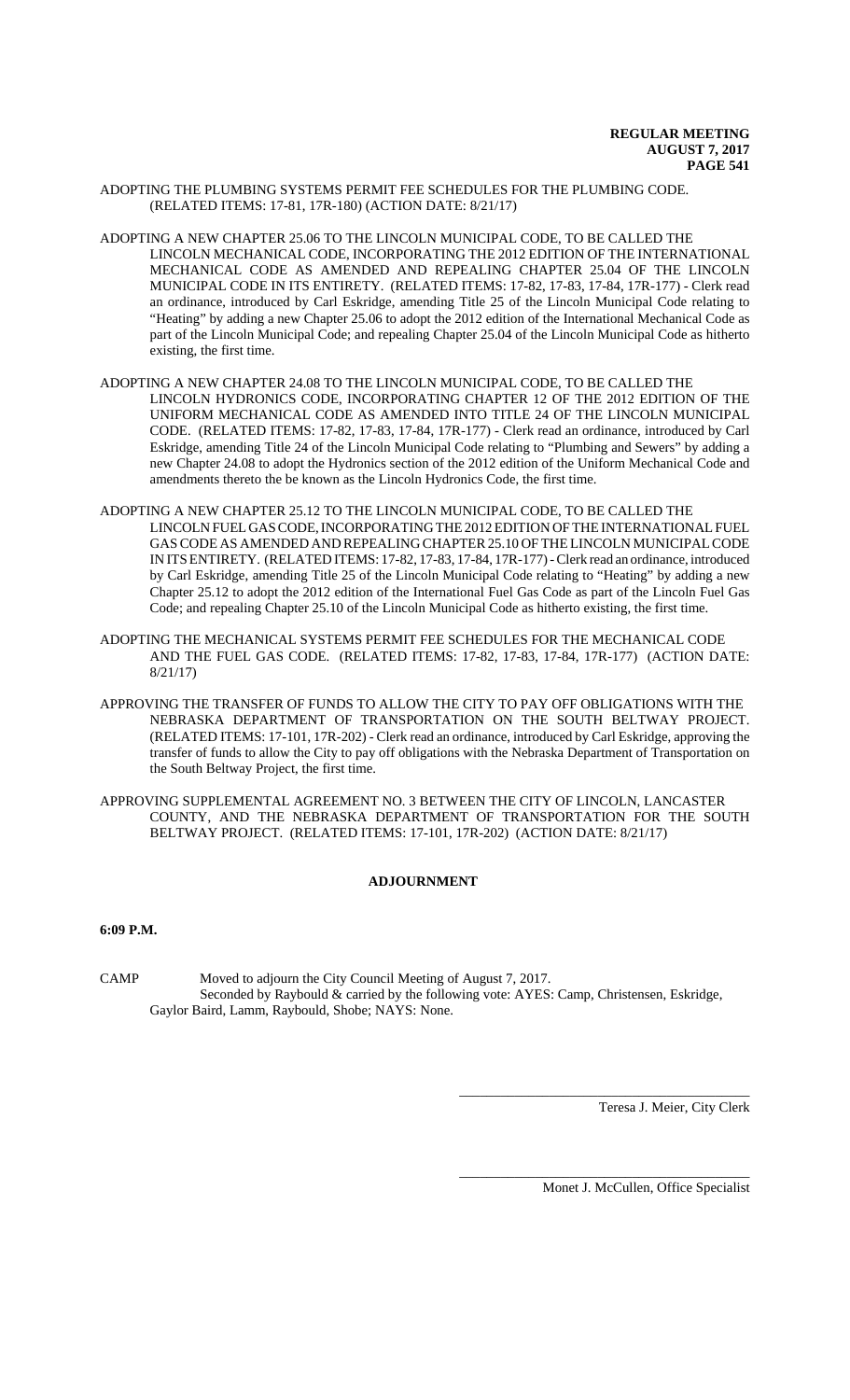ADOPTING THE PLUMBING SYSTEMS PERMIT FEE SCHEDULES FOR THE PLUMBING CODE. (RELATED ITEMS: 17-81, 17R-180) (ACTION DATE: 8/21/17)

ADOPTING A NEW CHAPTER 25.06 TO THE LINCOLN MUNICIPAL CODE, TO BE CALLED THE LINCOLN MECHANICAL CODE, INCORPORATING THE 2012 EDITION OF THE INTERNATIONAL MECHANICAL CODE AS AMENDED AND REPEALING CHAPTER 25.04 OF THE LINCOLN MUNICIPAL CODE IN ITS ENTIRETY. (RELATED ITEMS: 17-82, 17-83, 17-84, 17R-177) - Clerk read an ordinance, introduced by Carl Eskridge, amending Title 25 of the Lincoln Municipal Code relating to "Heating" by adding a new Chapter 25.06 to adopt the 2012 edition of the International Mechanical Code as part of the Lincoln Municipal Code; and repealing Chapter 25.04 of the Lincoln Municipal Code as hitherto existing, the first time.

ADOPTING A NEW CHAPTER 24.08 TO THE LINCOLN MUNICIPAL CODE, TO BE CALLED THE LINCOLN HYDRONICS CODE, INCORPORATING CHAPTER 12 OF THE 2012 EDITION OF THE UNIFORM MECHANICAL CODE AS AMENDED INTO TITLE 24 OF THE LINCOLN MUNICIPAL CODE. (RELATED ITEMS: 17-82, 17-83, 17-84, 17R-177) - Clerk read an ordinance, introduced by Carl Eskridge, amending Title 24 of the Lincoln Municipal Code relating to "Plumbing and Sewers" by adding a new Chapter 24.08 to adopt the Hydronics section of the 2012 edition of the Uniform Mechanical Code and amendments thereto the be known as the Lincoln Hydronics Code, the first time.

ADOPTING A NEW CHAPTER 25.12 TO THE LINCOLN MUNICIPAL CODE, TO BE CALLED THE LINCOLN FUEL GAS CODE, INCORPORATING THE 2012 EDITION OF THE INTERNATIONAL FUEL GAS CODE AS AMENDED AND REPEALING CHAPTER 25.10 OF THE LINCOLN MUNICIPAL CODE IN ITS ENTIRETY. (RELATED ITEMS: 17-82, 17-83, 17-84, 17R-177) - Clerk read an ordinance, introduced by Carl Eskridge, amending Title 25 of the Lincoln Municipal Code relating to "Heating" by adding a new Chapter 25.12 to adopt the 2012 edition of the International Fuel Gas Code as part of the Lincoln Fuel Gas Code; and repealing Chapter 25.10 of the Lincoln Municipal Code as hitherto existing, the first time.

ADOPTING THE MECHANICAL SYSTEMS PERMIT FEE SCHEDULES FOR THE MECHANICAL CODE AND THE FUEL GAS CODE. (RELATED ITEMS: 17-82, 17-83, 17-84, 17R-177) (ACTION DATE: 8/21/17)

APPROVING THE TRANSFER OF FUNDS TO ALLOW THE CITY TO PAY OFF OBLIGATIONS WITH THE NEBRASKA DEPARTMENT OF TRANSPORTATION ON THE SOUTH BELTWAY PROJECT. (RELATED ITEMS: 17-101, 17R-202) - Clerk read an ordinance, introduced by Carl Eskridge, approving the transfer of funds to allow the City to pay off obligations with the Nebraska Department of Transportation on the South Beltway Project, the first time.

APPROVING SUPPLEMENTAL AGREEMENT NO. 3 BETWEEN THE CITY OF LINCOLN, LANCASTER COUNTY, AND THE NEBRASKA DEPARTMENT OF TRANSPORTATION FOR THE SOUTH BELTWAY PROJECT. (RELATED ITEMS: 17-101, 17R-202) (ACTION DATE: 8/21/17)

## ADJOURNMENT

**6:09 P.M.**

CAMP Moved to adjourn the City Council Meeting of August 7, 2017.
Seconded by Raybould & carried by the following vote: AYES: Camp, Christensen, Eskridge, Gaylor Baird, Lamm, Raybould, Shobe; NAYS: None.

\_\_\_\_\_\_\_\_\_\_\_\_\_\_\_\_\_\_\_\_\_\_\_\_\_\_\_\_\_\_\_\_\_\_\_\_\_\_\_\_
Teresa J. Meier, City Clerk

\_\_\_\_\_\_\_\_\_\_\_\_\_\_\_\_\_\_\_\_\_\_\_\_\_\_\_\_\_\_\_\_\_\_\_\_\_\_\_\_
Monet J. McCullen, Office Specialist